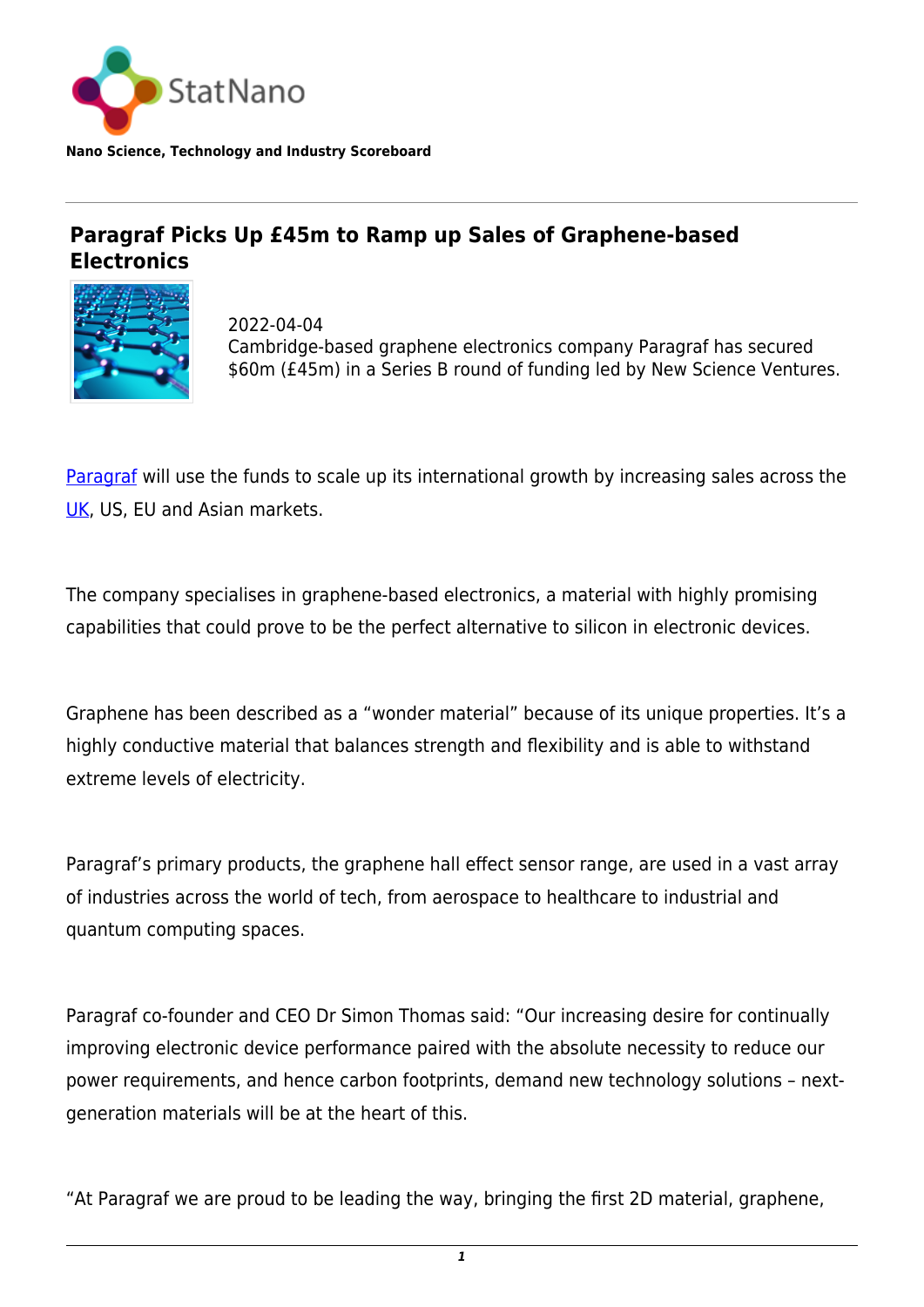StatNano

**Nano Science, Technology and Industry Scoreboard**

## Paragraf Picks Up £45m to Ramp up Sales of Graphene-based Electronics

2022-04-04
Cambridge-based graphene electronics company Paragraf has secured $60m (£45m) in a Series B round of funding led by New Science Ventures.

Paragraf will use the funds to scale up its international growth by increasing sales across the UK, US, EU and Asian markets.

The company specialises in graphene-based electronics, a material with highly promising capabilities that could prove to be the perfect alternative to silicon in electronic devices.

Graphene has been described as a "wonder material" because of its unique properties. It's a highly conductive material that balances strength and flexibility and is able to withstand extreme levels of electricity.

Paragraf's primary products, the graphene hall effect sensor range, are used in a vast array of industries across the world of tech, from aerospace to healthcare to industrial and quantum computing spaces.

Paragraf co-founder and CEO Dr Simon Thomas said: "Our increasing desire for continually improving electronic device performance paired with the absolute necessity to reduce our power requirements, and hence carbon footprints, demand new technology solutions – next-generation materials will be at the heart of this.

"At Paragraf we are proud to be leading the way, bringing the first 2D material, graphene,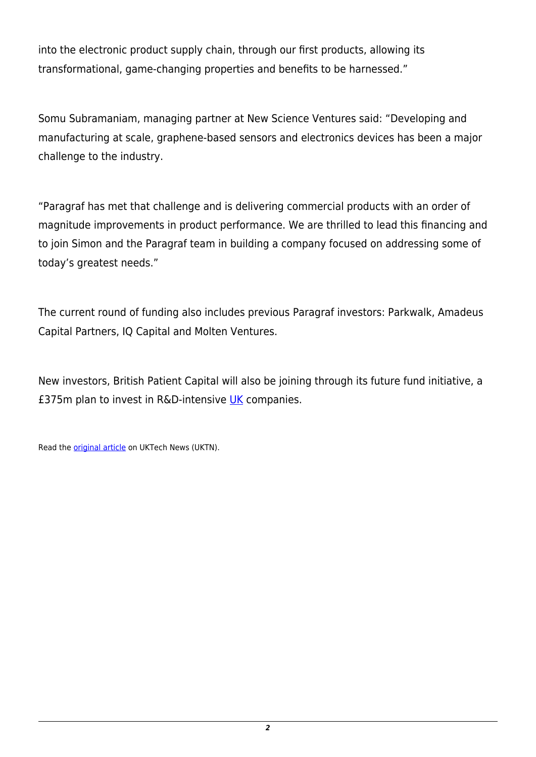into the electronic product supply chain, through our first products, allowing its transformational, game-changing properties and benefits to be harnessed."

Somu Subramaniam, managing partner at New Science Ventures said: "Developing and manufacturing at scale, graphene-based sensors and electronics devices has been a major challenge to the industry.

"Paragraf has met that challenge and is delivering commercial products with an order of magnitude improvements in product performance. We are thrilled to lead this financing and to join Simon and the Paragraf team in building a company focused on addressing some of today's greatest needs."

The current round of funding also includes previous Paragraf investors: Parkwalk, Amadeus Capital Partners, IQ Capital and Molten Ventures.

New investors, British Patient Capital will also be joining through its future fund initiative, a £375m plan to invest in R&D-intensive UK companies.

Read the original article on UKTech News (UKTN).